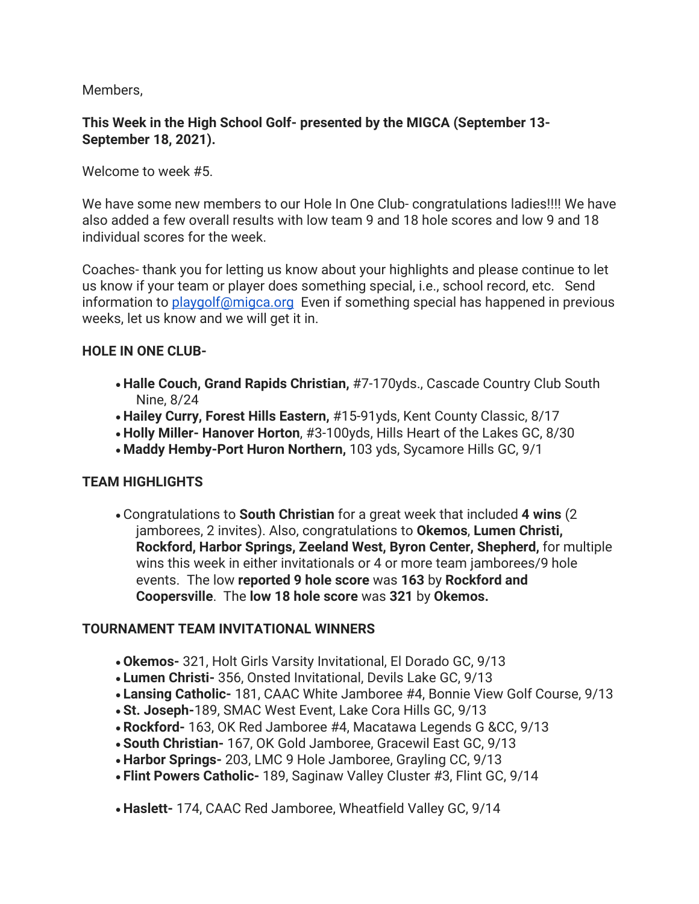Members,

**This Week in the High School Golf- presented by the MIGCA (September 13-September 18, 2021).**

Welcome to week #5.

We have some new members to our Hole In One Club- congratulations ladies!!!! We have also added a few overall results with low team 9 and 18 hole scores and low 9 and 18 individual scores for the week.

Coaches- thank you for letting us know about your highlights and please continue to let us know if your team or player does something special, i.e., school record, etc. Send information to playgolf@migca.org Even if something special has happened in previous weeks, let us know and we will get it in.

**HOLE IN ONE CLUB-**

- **Halle Couch, Grand Rapids Christian,** #7-170yds., Cascade Country Club South Nine, 8/24
- **Hailey Curry, Forest Hills Eastern,** #15-91yds, Kent County Classic, 8/17
- **Holly Miller- Hanover Horton**, #3-100yds, Hills Heart of the Lakes GC, 8/30
- **Maddy Hemby-Port Huron Northern,** 103 yds, Sycamore Hills GC, 9/1

**TEAM HIGHLIGHTS**

- Congratulations to **South Christian** for a great week that included **4 wins** (2 jamborees, 2 invites). Also, congratulations to **Okemos**, **Lumen Christi, Rockford, Harbor Springs, Zeeland West, Byron Center, Shepherd,** for multiple wins this week in either invitationals or 4 or more team jamborees/9 hole events. The low **reported 9 hole score** was **163** by **Rockford and Coopersville**. The **low 18 hole score** was **321** by **Okemos.**

**TOURNAMENT TEAM INVITATIONAL WINNERS**

- **Okemos-** 321, Holt Girls Varsity Invitational, El Dorado GC, 9/13
- **Lumen Christi-** 356, Onsted Invitational, Devils Lake GC, 9/13
- **Lansing Catholic-** 181, CAAC White Jamboree #4, Bonnie View Golf Course, 9/13
- **St. Joseph-**189, SMAC West Event, Lake Cora Hills GC, 9/13
- **Rockford-** 163, OK Red Jamboree #4, Macatawa Legends G &CC, 9/13
- **South Christian-** 167, OK Gold Jamboree, Gracewil East GC, 9/13
- **Harbor Springs-** 203, LMC 9 Hole Jamboree, Grayling CC, 9/13
- **Flint Powers Catholic-** 189, Saginaw Valley Cluster #3, Flint GC, 9/14
- **Haslett-** 174, CAAC Red Jamboree, Wheatfield Valley GC, 9/14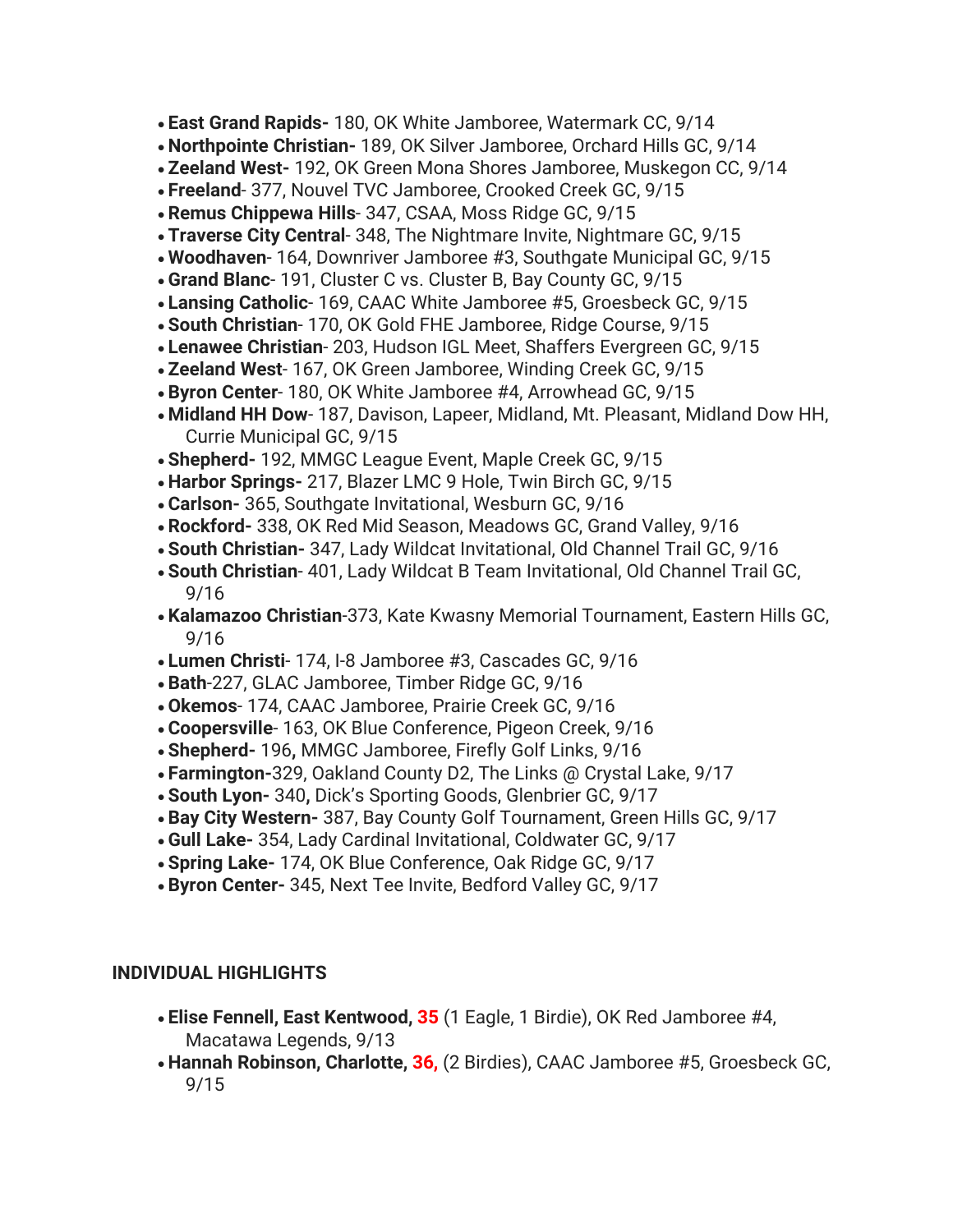- **East Grand Rapids-** 180, OK White Jamboree, Watermark CC, 9/14
- **Northpointe Christian-** 189, OK Silver Jamboree, Orchard Hills GC, 9/14
- **Zeeland West-** 192, OK Green Mona Shores Jamboree, Muskegon CC, 9/14
- **Freeland**- 377, Nouvel TVC Jamboree, Crooked Creek GC, 9/15
- **Remus Chippewa Hills**- 347, CSAA, Moss Ridge GC, 9/15
- **Traverse City Central**- 348, The Nightmare Invite, Nightmare GC, 9/15
- **Woodhaven**- 164, Downriver Jamboree #3, Southgate Municipal GC, 9/15
- **Grand Blanc**- 191, Cluster C vs. Cluster B, Bay County GC, 9/15
- **Lansing Catholic**- 169, CAAC White Jamboree #5, Groesbeck GC, 9/15
- **South Christian**- 170, OK Gold FHE Jamboree, Ridge Course, 9/15
- **Lenawee Christian**- 203, Hudson IGL Meet, Shaffers Evergreen GC, 9/15
- **Zeeland West**- 167, OK Green Jamboree, Winding Creek GC, 9/15
- **Byron Center**- 180, OK White Jamboree #4, Arrowhead GC, 9/15
- **Midland HH Dow**- 187, Davison, Lapeer, Midland, Mt. Pleasant, Midland Dow HH, Currie Municipal GC, 9/15
- **Shepherd-** 192, MMGC League Event, Maple Creek GC, 9/15
- **Harbor Springs-** 217, Blazer LMC 9 Hole, Twin Birch GC, 9/15
- **Carlson-** 365, Southgate Invitational, Wesburn GC, 9/16
- **Rockford-** 338, OK Red Mid Season, Meadows GC, Grand Valley, 9/16
- **South Christian-** 347, Lady Wildcat Invitational, Old Channel Trail GC, 9/16
- **South Christian**- 401, Lady Wildcat B Team Invitational, Old Channel Trail GC, 9/16
- **Kalamazoo Christian**-373, Kate Kwasny Memorial Tournament, Eastern Hills GC, 9/16
- **Lumen Christi**- 174, I-8 Jamboree #3, Cascades GC, 9/16
- **Bath**-227, GLAC Jamboree, Timber Ridge GC, 9/16
- **Okemos**- 174, CAAC Jamboree, Prairie Creek GC, 9/16
- **Coopersville**- 163, OK Blue Conference, Pigeon Creek, 9/16
- **Shepherd-** 196**,** MMGC Jamboree, Firefly Golf Links, 9/16
- **Farmington-**329, Oakland County D2, The Links @ Crystal Lake, 9/17
- **South Lyon-** 340**,** Dick's Sporting Goods, Glenbrier GC, 9/17
- **Bay City Western-** 387, Bay County Golf Tournament, Green Hills GC, 9/17
- **Gull Lake-** 354, Lady Cardinal Invitational, Coldwater GC, 9/17
- **Spring Lake-** 174, OK Blue Conference, Oak Ridge GC, 9/17
- **Byron Center-** 345, Next Tee Invite, Bedford Valley GC, 9/17

**INDIVIDUAL HIGHLIGHTS**

- **Elise Fennell, East Kentwood, 35** (1 Eagle, 1 Birdie), OK Red Jamboree #4, Macatawa Legends, 9/13
- **Hannah Robinson, Charlotte, 36,** (2 Birdies), CAAC Jamboree #5, Groesbeck GC, 9/15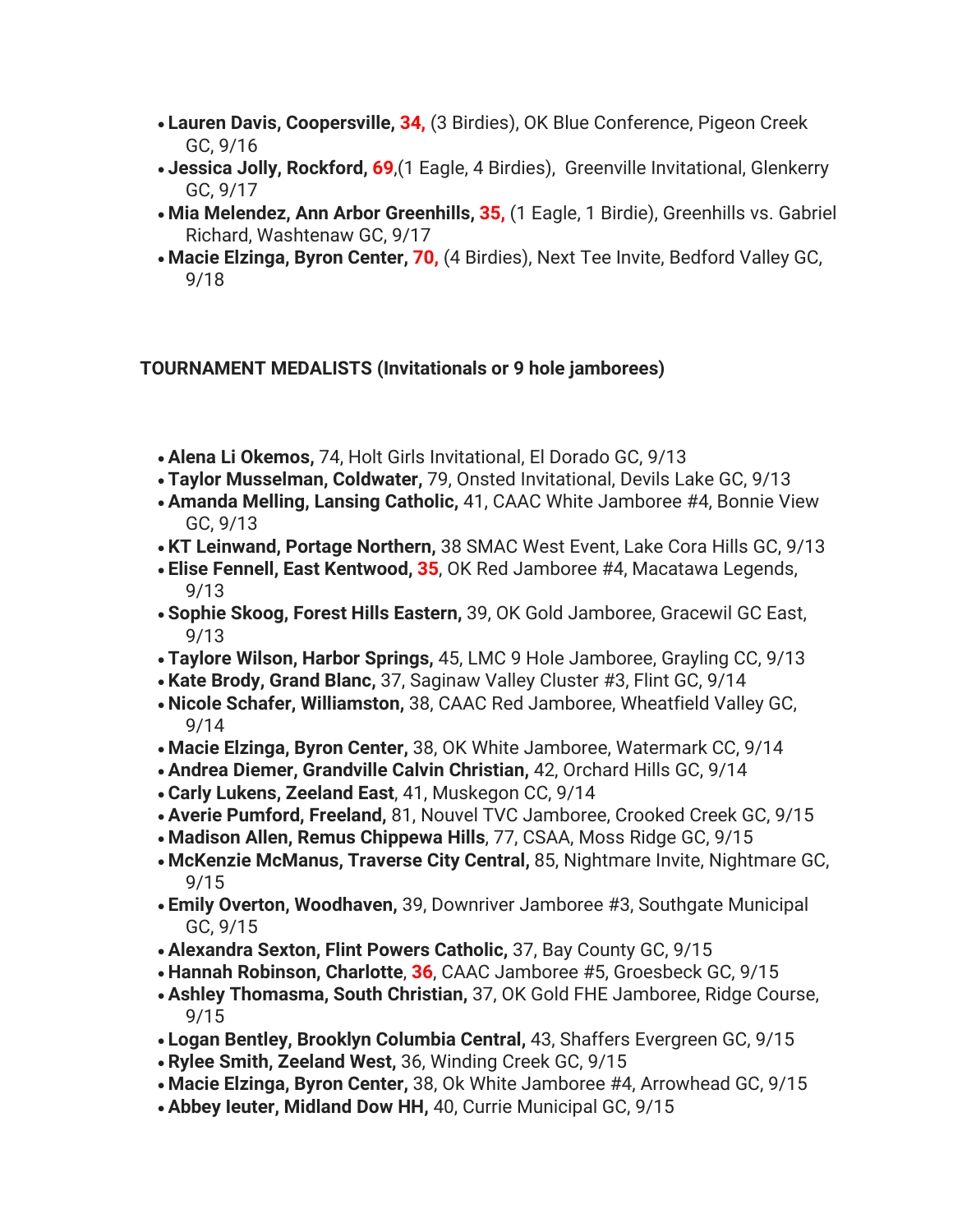- **Lauren Davis, Coopersville, 34,** (3 Birdies), OK Blue Conference, Pigeon Creek GC, 9/16
- **Jessica Jolly, Rockford, 69**,(1 Eagle, 4 Birdies), Greenville Invitational, Glenkerry GC, 9/17
- **Mia Melendez, Ann Arbor Greenhills, 35,** (1 Eagle, 1 Birdie), Greenhills vs. Gabriel Richard, Washtenaw GC, 9/17
- **Macie Elzinga, Byron Center, 70,** (4 Birdies), Next Tee Invite, Bedford Valley GC, 9/18

**TOURNAMENT MEDALISTS (Invitationals or 9 hole jamborees)**

- **Alena Li Okemos,** 74, Holt Girls Invitational, El Dorado GC, 9/13
- **Taylor Musselman, Coldwater,** 79, Onsted Invitational, Devils Lake GC, 9/13
- **Amanda Melling, Lansing Catholic,** 41, CAAC White Jamboree #4, Bonnie View GC, 9/13
- **KT Leinwand, Portage Northern,** 38 SMAC West Event, Lake Cora Hills GC, 9/13
- **Elise Fennell, East Kentwood, 35**, OK Red Jamboree #4, Macatawa Legends, 9/13
- **Sophie Skoog, Forest Hills Eastern,** 39, OK Gold Jamboree, Gracewil GC East, 9/13
- **Taylore Wilson, Harbor Springs,** 45, LMC 9 Hole Jamboree, Grayling CC, 9/13
- **Kate Brody, Grand Blanc,** 37, Saginaw Valley Cluster #3, Flint GC, 9/14
- **Nicole Schafer, Williamston,** 38, CAAC Red Jamboree, Wheatfield Valley GC, 9/14
- **Macie Elzinga, Byron Center,** 38, OK White Jamboree, Watermark CC, 9/14
- **Andrea Diemer, Grandville Calvin Christian,** 42, Orchard Hills GC, 9/14
- **Carly Lukens, Zeeland East**, 41, Muskegon CC, 9/14
- **Averie Pumford, Freeland,** 81, Nouvel TVC Jamboree, Crooked Creek GC, 9/15
- **Madison Allen, Remus Chippewa Hills**, 77, CSAA, Moss Ridge GC, 9/15
- **McKenzie McManus, Traverse City Central,** 85, Nightmare Invite, Nightmare GC, 9/15
- **Emily Overton, Woodhaven,** 39, Downriver Jamboree #3, Southgate Municipal GC, 9/15
- **Alexandra Sexton, Flint Powers Catholic,** 37, Bay County GC, 9/15
- **Hannah Robinson, Charlotte**, **36**, CAAC Jamboree #5, Groesbeck GC, 9/15
- **Ashley Thomasma, South Christian,** 37, OK Gold FHE Jamboree, Ridge Course, 9/15
- **Logan Bentley, Brooklyn Columbia Central,** 43, Shaffers Evergreen GC, 9/15
- **Rylee Smith, Zeeland West,** 36, Winding Creek GC, 9/15
- **Macie Elzinga, Byron Center,** 38, Ok White Jamboree #4, Arrowhead GC, 9/15
- **Abbey Ieuter, Midland Dow HH,** 40, Currie Municipal GC, 9/15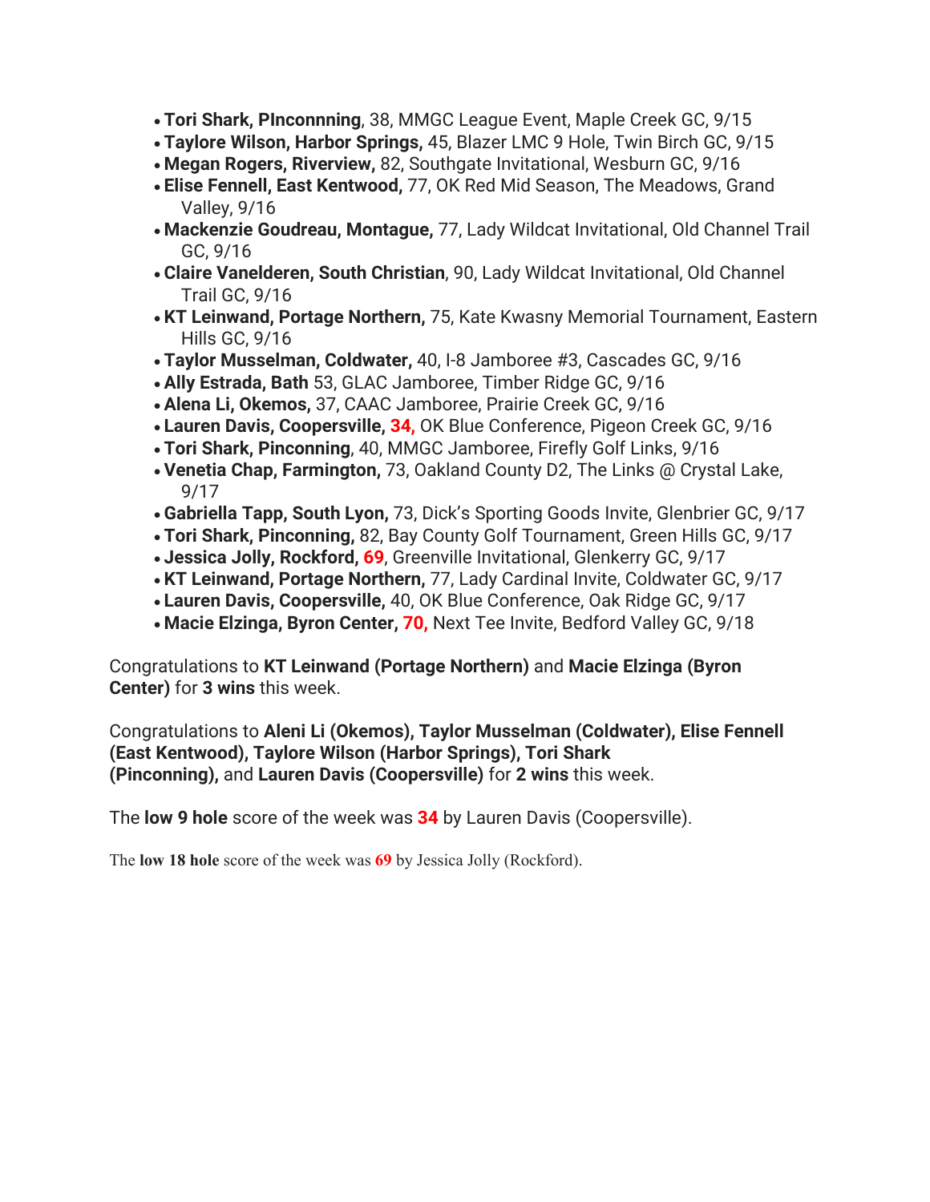- **Tori Shark, PInconnning**, 38, MMGC League Event, Maple Creek GC, 9/15
- **Taylore Wilson, Harbor Springs,** 45, Blazer LMC 9 Hole, Twin Birch GC, 9/15
- **Megan Rogers, Riverview,** 82, Southgate Invitational, Wesburn GC, 9/16
- **Elise Fennell, East Kentwood,** 77, OK Red Mid Season, The Meadows, Grand Valley, 9/16
- **Mackenzie Goudreau, Montague,** 77, Lady Wildcat Invitational, Old Channel Trail GC, 9/16
- **Claire Vanelderen, South Christian**, 90, Lady Wildcat Invitational, Old Channel Trail GC, 9/16
- **KT Leinwand, Portage Northern,** 75, Kate Kwasny Memorial Tournament, Eastern Hills GC, 9/16
- **Taylor Musselman, Coldwater,** 40, I-8 Jamboree #3, Cascades GC, 9/16
- **Ally Estrada, Bath** 53, GLAC Jamboree, Timber Ridge GC, 9/16
- **Alena Li, Okemos,** 37, CAAC Jamboree, Prairie Creek GC, 9/16
- **Lauren Davis, Coopersville, 34,** OK Blue Conference, Pigeon Creek GC, 9/16
- **Tori Shark, Pinconning**, 40, MMGC Jamboree, Firefly Golf Links, 9/16
- **Venetia Chap, Farmington,** 73, Oakland County D2, The Links @ Crystal Lake, 9/17
- **Gabriella Tapp, South Lyon,** 73, Dick's Sporting Goods Invite, Glenbrier GC, 9/17
- **Tori Shark, Pinconning,** 82, Bay County Golf Tournament, Green Hills GC, 9/17
- **Jessica Jolly, Rockford, 69**, Greenville Invitational, Glenkerry GC, 9/17
- **KT Leinwand, Portage Northern,** 77, Lady Cardinal Invite, Coldwater GC, 9/17
- **Lauren Davis, Coopersville,** 40, OK Blue Conference, Oak Ridge GC, 9/17
- **Macie Elzinga, Byron Center, 70,** Next Tee Invite, Bedford Valley GC, 9/18

Congratulations to **KT Leinwand (Portage Northern)** and **Macie Elzinga (Byron Center)** for **3 wins** this week.

Congratulations to **Aleni Li (Okemos), Taylor Musselman (Coldwater), Elise Fennell (East Kentwood), Taylore Wilson (Harbor Springs), Tori Shark (Pinconning),** and **Lauren Davis (Coopersville)** for **2 wins** this week.

The **low 9 hole** score of the week was **34** by Lauren Davis (Coopersville).

The **low 18 hole** score of the week was **69** by Jessica Jolly (Rockford).